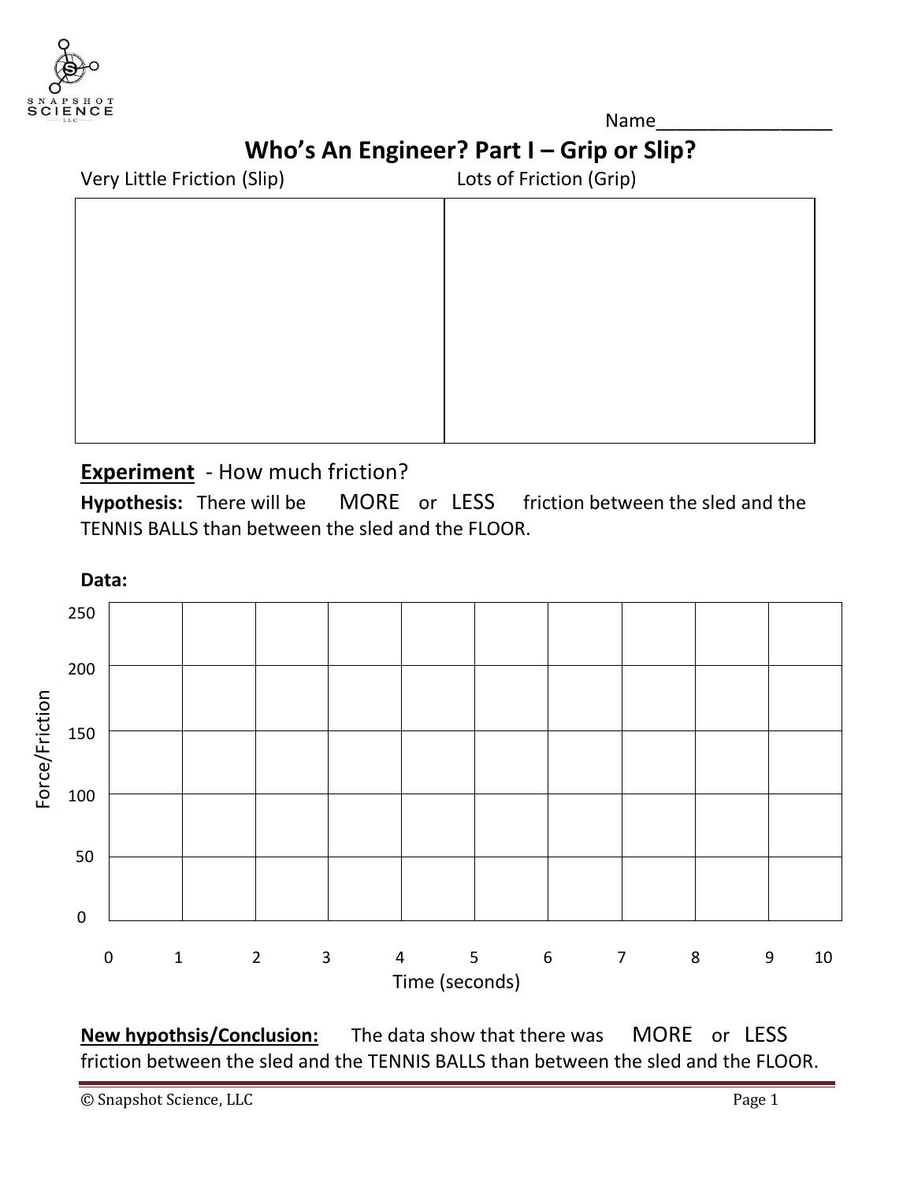Name_________________

# Who's An Engineer? Part I – Grip or Slip?

| Very Little Friction (Slip) | Lots of Friction (Grip) |
|---|---|
| | |

## Experiment - How much friction?

**Hypothesis:** There will be MORE or LESS friction between the sled and the TENNIS BALLS than between the sled and the FLOOR.

**Data:**

| Force/Friction | | | | | | | | | | |
|---|---|---|---|---|---|---|---|---|---|---|
| 250 | | | | | | | | | | |
| 200 | | | | | | | | | | |
| 150 | | | | | | | | | | |
| 100 | | | | | | | | | | |
| 50 | | | | | | | | | | |
| 0 | | | | | | | | | | |
| Time (seconds) | 0–1 | 1–2 | 2–3 | 3–4 | 4–5 | 5–6 | 6–7 | 7–8 | 8–9 | 9–10 |

**New hypothsis/Conclusion:** The data show that there was MORE or LESS friction between the sled and the TENNIS BALLS than between the sled and the FLOOR.

© Snapshot Science, LLC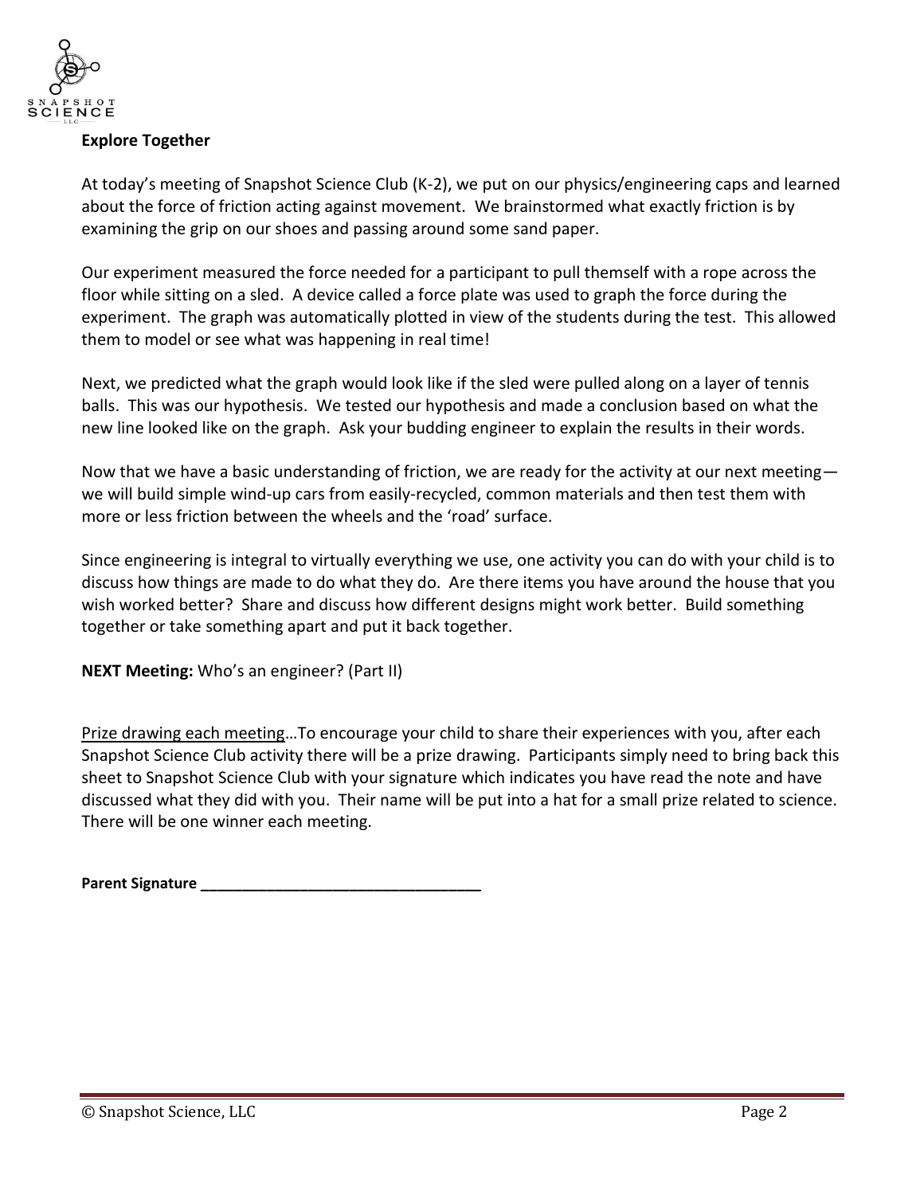**Explore Together**

At today's meeting of Snapshot Science Club (K-2), we put on our physics/engineering caps and learned about the force of friction acting against movement. We brainstormed what exactly friction is by examining the grip on our shoes and passing around some sand paper.

Our experiment measured the force needed for a participant to pull themself with a rope across the floor while sitting on a sled. A device called a force plate was used to graph the force during the experiment. The graph was automatically plotted in view of the students during the test. This allowed them to model or see what was happening in real time!

Next, we predicted what the graph would look like if the sled were pulled along on a layer of tennis balls. This was our hypothesis. We tested our hypothesis and made a conclusion based on what the new line looked like on the graph. Ask your budding engineer to explain the results in their words.

Now that we have a basic understanding of friction, we are ready for the activity at our next meeting—we will build simple wind-up cars from easily-recycled, common materials and then test them with more or less friction between the wheels and the 'road' surface.

Since engineering is integral to virtually everything we use, one activity you can do with your child is to discuss how things are made to do what they do. Are there items you have around the house that you wish worked better? Share and discuss how different designs might work better. Build something together or take something apart and put it back together.

**NEXT Meeting:** Who's an engineer? (Part II)

<u>Prize drawing each meeting</u>…To encourage your child to share their experiences with you, after each Snapshot Science Club activity there will be a prize drawing. Participants simply need to bring back this sheet to Snapshot Science Club with your signature which indicates you have read the note and have discussed what they did with you. Their name will be put into a hat for a small prize related to science. There will be one winner each meeting.

**Parent Signature ________________________________**

© Snapshot Science, LLC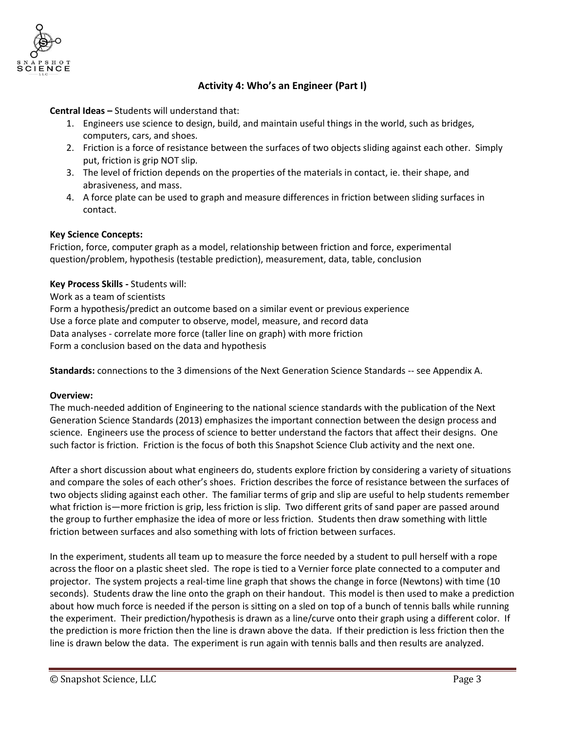## Activity 4: Who's an Engineer (Part I)

**Central Ideas –** Students will understand that:

1. Engineers use science to design, build, and maintain useful things in the world, such as bridges, computers, cars, and shoes.
2. Friction is a force of resistance between the surfaces of two objects sliding against each other. Simply put, friction is grip NOT slip.
3. The level of friction depends on the properties of the materials in contact, ie. their shape, and abrasiveness, and mass.
4. A force plate can be used to graph and measure differences in friction between sliding surfaces in contact.

**Key Science Concepts:**
Friction, force, computer graph as a model, relationship between friction and force, experimental question/problem, hypothesis (testable prediction), measurement, data, table, conclusion

**Key Process Skills -** Students will:
Work as a team of scientists
Form a hypothesis/predict an outcome based on a similar event or previous experience
Use a force plate and computer to observe, model, measure, and record data
Data analyses - correlate more force (taller line on graph) with more friction
Form a conclusion based on the data and hypothesis

**Standards:** connections to the 3 dimensions of the Next Generation Science Standards -- see Appendix A.

**Overview:**
The much-needed addition of Engineering to the national science standards with the publication of the Next Generation Science Standards (2013) emphasizes the important connection between the design process and science. Engineers use the process of science to better understand the factors that affect their designs. One such factor is friction. Friction is the focus of both this Snapshot Science Club activity and the next one.

After a short discussion about what engineers do, students explore friction by considering a variety of situations and compare the soles of each other's shoes. Friction describes the force of resistance between the surfaces of two objects sliding against each other. The familiar terms of grip and slip are useful to help students remember what friction is—more friction is grip, less friction is slip. Two different grits of sand paper are passed around the group to further emphasize the idea of more or less friction. Students then draw something with little friction between surfaces and also something with lots of friction between surfaces.

In the experiment, students all team up to measure the force needed by a student to pull herself with a rope across the floor on a plastic sheet sled. The rope is tied to a Vernier force plate connected to a computer and projector. The system projects a real-time line graph that shows the change in force (Newtons) with time (10 seconds). Students draw the line onto the graph on their handout. This model is then used to make a prediction about how much force is needed if the person is sitting on a sled on top of a bunch of tennis balls while running the experiment. Their prediction/hypothesis is drawn as a line/curve onto their graph using a different color. If the prediction is more friction then the line is drawn above the data. If their prediction is less friction then the line is drawn below the data. The experiment is run again with tennis balls and then results are analyzed.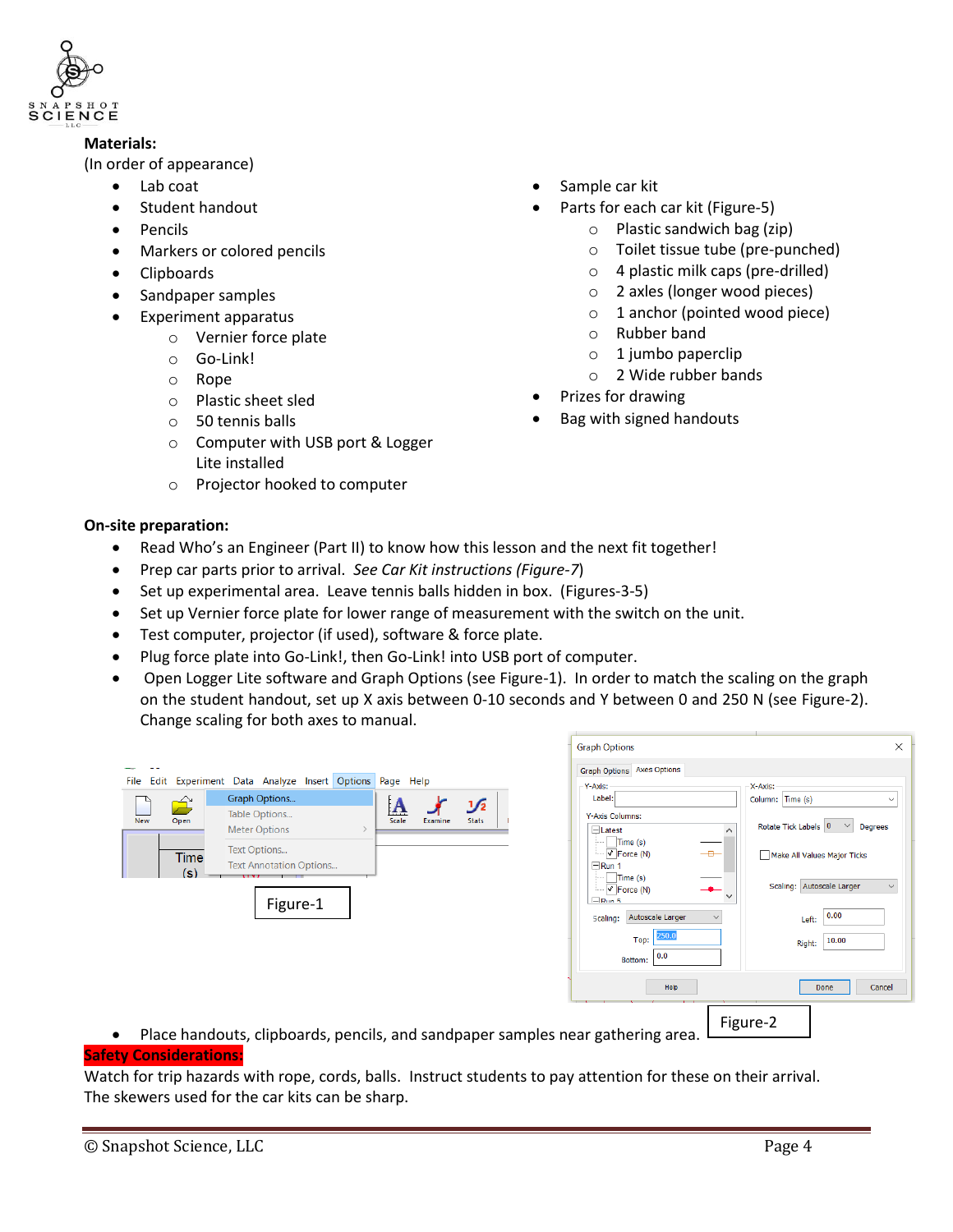**Materials:**

(In order of appearance)

- Lab coat
- Student handout
- Pencils
- Markers or colored pencils
- Clipboards
- Sandpaper samples
- Experiment apparatus
  - Vernier force plate
  - Go-Link!
  - Rope
  - Plastic sheet sled
  - 50 tennis balls
  - Computer with USB port & Logger Lite installed
  - Projector hooked to computer
- Sample car kit
- Parts for each car kit (Figure-5)
  - Plastic sandwich bag (zip)
  - Toilet tissue tube (pre-punched)
  - 4 plastic milk caps (pre-drilled)
  - 2 axles (longer wood pieces)
  - 1 anchor (pointed wood piece)
  - Rubber band
  - 1 jumbo paperclip
  - 2 Wide rubber bands
- Prizes for drawing
- Bag with signed handouts

**On-site preparation:**

- Read Who's an Engineer (Part II) to know how this lesson and the next fit together!
- Prep car parts prior to arrival. *See Car Kit instructions (Figure-7)*
- Set up experimental area. Leave tennis balls hidden in box. (Figures-3-5)
- Set up Vernier force plate for lower range of measurement with the switch on the unit.
- Test computer, projector (if used), software & force plate.
- Plug force plate into Go-Link!, then Go-Link! into USB port of computer.
- Open Logger Lite software and Graph Options (see Figure-1). In order to match the scaling on the graph on the student handout, set up X axis between 0-10 seconds and Y between 0 and 250 N (see Figure-2). Change scaling for both axes to manual.

Figure-1

Figure-2

- Place handouts, clipboards, pencils, and sandpaper samples near gathering area.

**Safety Considerations:**

Watch for trip hazards with rope, cords, balls. Instruct students to pay attention for these on their arrival. The skewers used for the car kits can be sharp.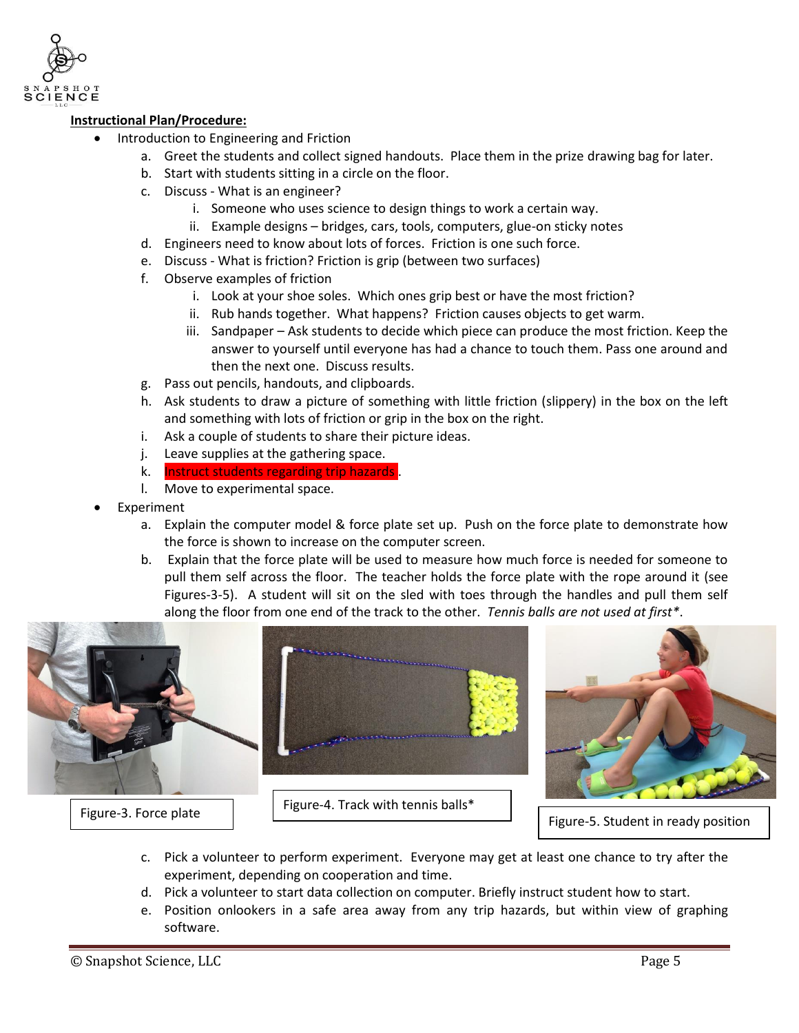**Instructional Plan/Procedure:**

- Introduction to Engineering and Friction
  a. Greet the students and collect signed handouts. Place them in the prize drawing bag for later.
  b. Start with students sitting in a circle on the floor.
  c. Discuss - What is an engineer?
     i. Someone who uses science to design things to work a certain way.
     ii. Example designs – bridges, cars, tools, computers, glue-on sticky notes
  d. Engineers need to know about lots of forces. Friction is one such force.
  e. Discuss - What is friction? Friction is grip (between two surfaces)
  f. Observe examples of friction
     i. Look at your shoe soles. Which ones grip best or have the most friction?
     ii. Rub hands together. What happens? Friction causes objects to get warm.
     iii. Sandpaper – Ask students to decide which piece can produce the most friction. Keep the answer to yourself until everyone has had a chance to touch them. Pass one around and then the next one. Discuss results.
  g. Pass out pencils, handouts, and clipboards.
  h. Ask students to draw a picture of something with little friction (slippery) in the box on the left and something with lots of friction or grip in the box on the right.
  i. Ask a couple of students to share their picture ideas.
  j. Leave supplies at the gathering space.
  k. Instruct students regarding trip hazards.
  l. Move to experimental space.
- Experiment
  a. Explain the computer model & force plate set up. Push on the force plate to demonstrate how the force is shown to increase on the computer screen.
  b. Explain that the force plate will be used to measure how much force is needed for someone to pull them self across the floor. The teacher holds the force plate with the rope around it (see Figures-3-5). A student will sit on the sled with toes through the handles and pull them self along the floor from one end of the track to the other. *Tennis balls are not used at first\*.*

Figure-3. Force plate

Figure-4. Track with tennis balls*

Figure-5. Student in ready position

  c. Pick a volunteer to perform experiment. Everyone may get at least one chance to try after the experiment, depending on cooperation and time.
  d. Pick a volunteer to start data collection on computer. Briefly instruct student how to start.
  e. Position onlookers in a safe area away from any trip hazards, but within view of graphing software.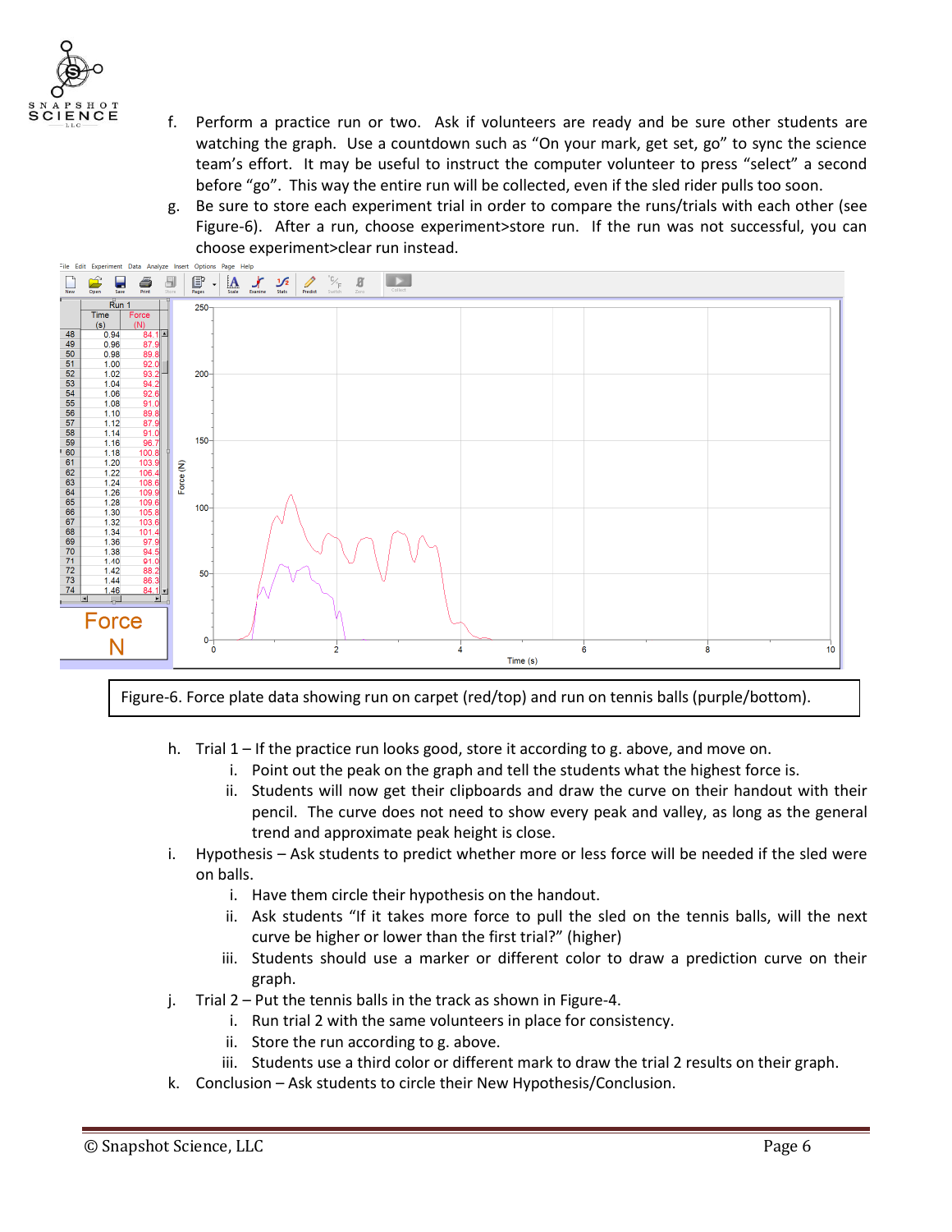f. Perform a practice run or two. Ask if volunteers are ready and be sure other students are watching the graph. Use a countdown such as "On your mark, get set, go" to sync the science team's effort. It may be useful to instruct the computer volunteer to press "select" a second before "go". This way the entire run will be collected, even if the sled rider pulls too soon.

g. Be sure to store each experiment trial in order to compare the runs/trials with each other (see Figure-6). After a run, choose experiment>store run. If the run was not successful, you can choose experiment>clear run instead.

Figure-6. Force plate data showing run on carpet (red/top) and run on tennis balls (purple/bottom).

h. Trial 1 – If the practice run looks good, store it according to g. above, and move on.
   i. Point out the peak on the graph and tell the students what the highest force is.
   ii. Students will now get their clipboards and draw the curve on their handout with their pencil. The curve does not need to show every peak and valley, as long as the general trend and approximate peak height is close.

i. Hypothesis – Ask students to predict whether more or less force will be needed if the sled were on balls.
   i. Have them circle their hypothesis on the handout.
   ii. Ask students "If it takes more force to pull the sled on the tennis balls, will the next curve be higher or lower than the first trial?" (higher)
   iii. Students should use a marker or different color to draw a prediction curve on their graph.

j. Trial 2 – Put the tennis balls in the track as shown in Figure-4.
   i. Run trial 2 with the same volunteers in place for consistency.
   ii. Store the run according to g. above.
   iii. Students use a third color or different mark to draw the trial 2 results on their graph.

k. Conclusion – Ask students to circle their New Hypothesis/Conclusion.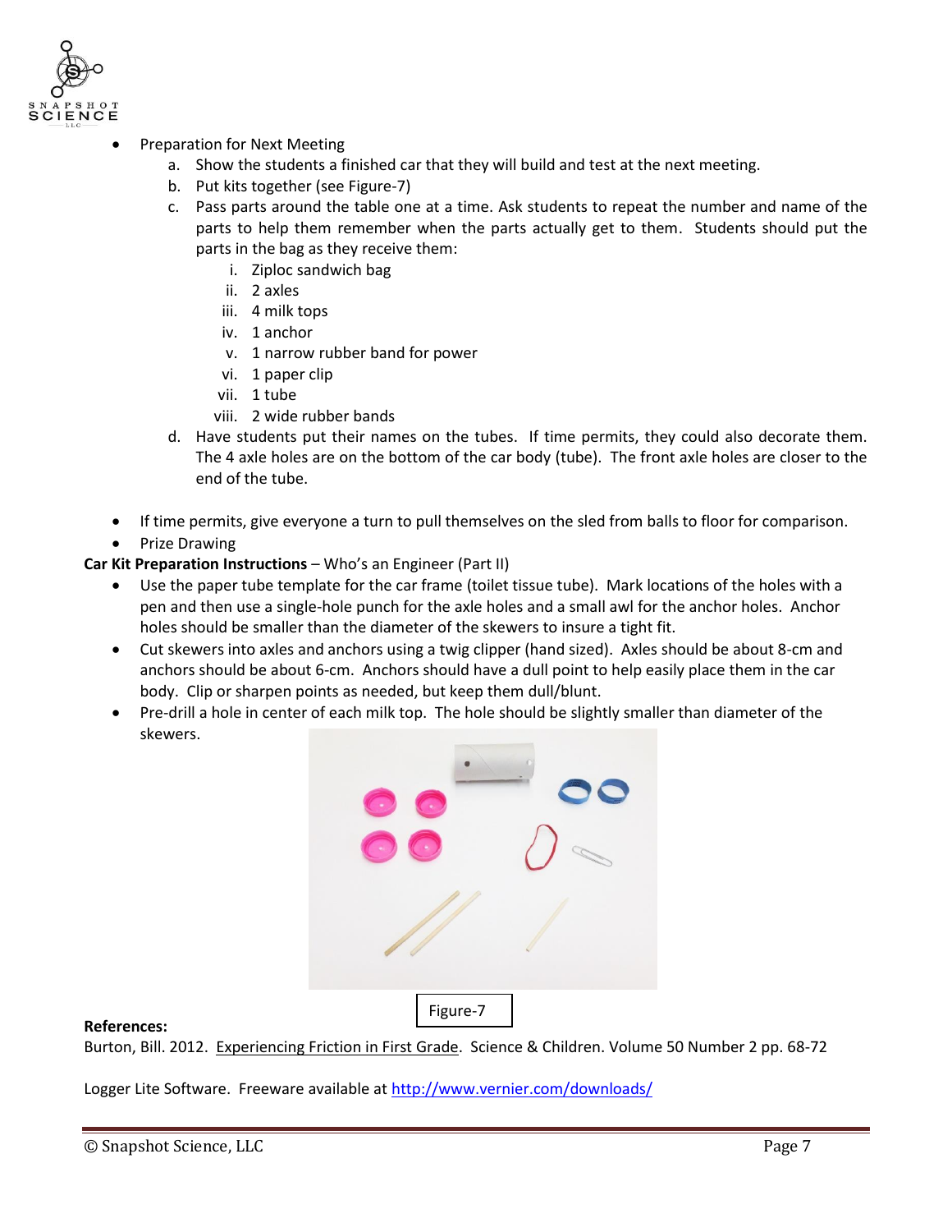- Preparation for Next Meeting
  a. Show the students a finished car that they will build and test at the next meeting.
  b. Put kits together (see Figure-7)
  c. Pass parts around the table one at a time. Ask students to repeat the number and name of the parts to help them remember when the parts actually get to them. Students should put the parts in the bag as they receive them:
     i. Ziploc sandwich bag
     ii. 2 axles
     iii. 4 milk tops
     iv. 1 anchor
     v. 1 narrow rubber band for power
     vi. 1 paper clip
     vii. 1 tube
     viii. 2 wide rubber bands
  d. Have students put their names on the tubes. If time permits, they could also decorate them. The 4 axle holes are on the bottom of the car body (tube). The front axle holes are closer to the end of the tube.

- If time permits, give everyone a turn to pull themselves on the sled from balls to floor for comparison.
- Prize Drawing

**Car Kit Preparation Instructions** – Who's an Engineer (Part II)

- Use the paper tube template for the car frame (toilet tissue tube). Mark locations of the holes with a pen and then use a single-hole punch for the axle holes and a small awl for the anchor holes. Anchor holes should be smaller than the diameter of the skewers to insure a tight fit.
- Cut skewers into axles and anchors using a twig clipper (hand sized). Axles should be about 8-cm and anchors should be about 6-cm. Anchors should have a dull point to help easily place them in the car body. Clip or sharpen points as needed, but keep them dull/blunt.
- Pre-drill a hole in center of each milk top. The hole should be slightly smaller than diameter of the skewers.

Figure-7

**References:**

Burton, Bill. 2012. Experiencing Friction in First Grade. Science & Children. Volume 50 Number 2 pp. 68-72

Logger Lite Software. Freeware available at http://www.vernier.com/downloads/